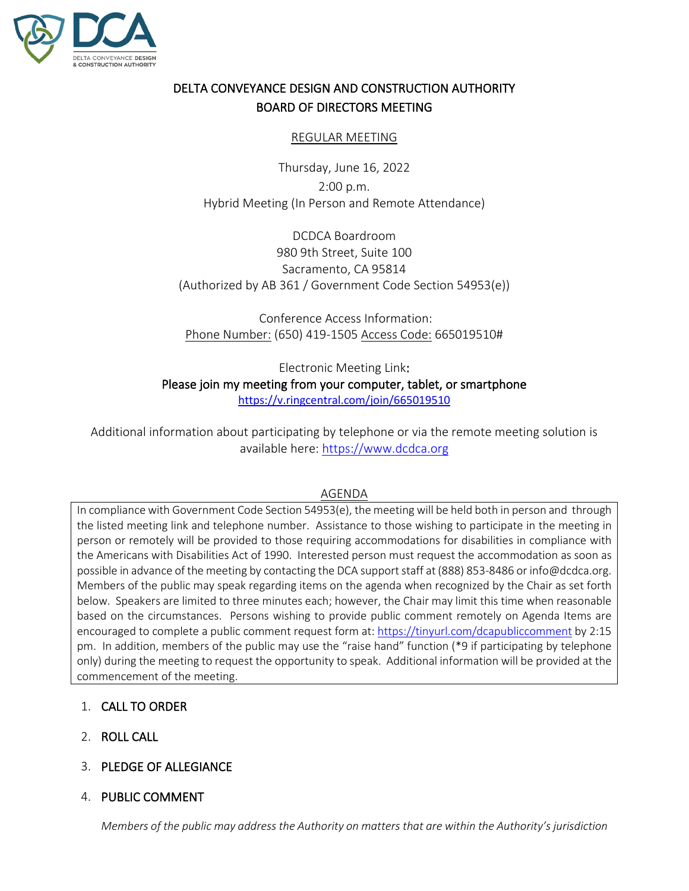# DELTA CONVEYANCE DESIGN AND CONSTRUCTION AUTHORITY
## BOARD OF DIRECTORS MEETING

REGULAR MEETING

Thursday, June 16, 2022
2:00 p.m.
Hybrid Meeting (In Person and Remote Attendance)

DCDCA Boardroom
980 9th Street, Suite 100
Sacramento, CA 95814
(Authorized by AB 361 / Government Code Section 54953(e))

Conference Access Information:
Phone Number: (650) 419-1505 Access Code: 665019510#

Electronic Meeting Link:
**Please join my meeting from your computer, tablet, or smartphone**
https://v.ringcentral.com/join/665019510

Additional information about participating by telephone or via the remote meeting solution is available here: https://www.dcdca.org

AGENDA

In compliance with Government Code Section 54953(e), the meeting will be held both in person and through the listed meeting link and telephone number. Assistance to those wishing to participate in the meeting in person or remotely will be provided to those requiring accommodations for disabilities in compliance with the Americans with Disabilities Act of 1990. Interested person must request the accommodation as soon as possible in advance of the meeting by contacting the DCA support staff at (888) 853-8486 or info@dcdca.org. Members of the public may speak regarding items on the agenda when recognized by the Chair as set forth below. Speakers are limited to three minutes each; however, the Chair may limit this time when reasonable based on the circumstances. Persons wishing to provide public comment remotely on Agenda Items are encouraged to complete a public comment request form at: https://tinyurl.com/dcapubliccomment by 2:15 pm. In addition, members of the public may use the "raise hand" function (*9 if participating by telephone only) during the meeting to request the opportunity to speak. Additional information will be provided at the commencement of the meeting.

1. CALL TO ORDER
2. ROLL CALL
3. PLEDGE OF ALLEGIANCE
4. PUBLIC COMMENT

   *Members of the public may address the Authority on matters that are within the Authority's jurisdiction*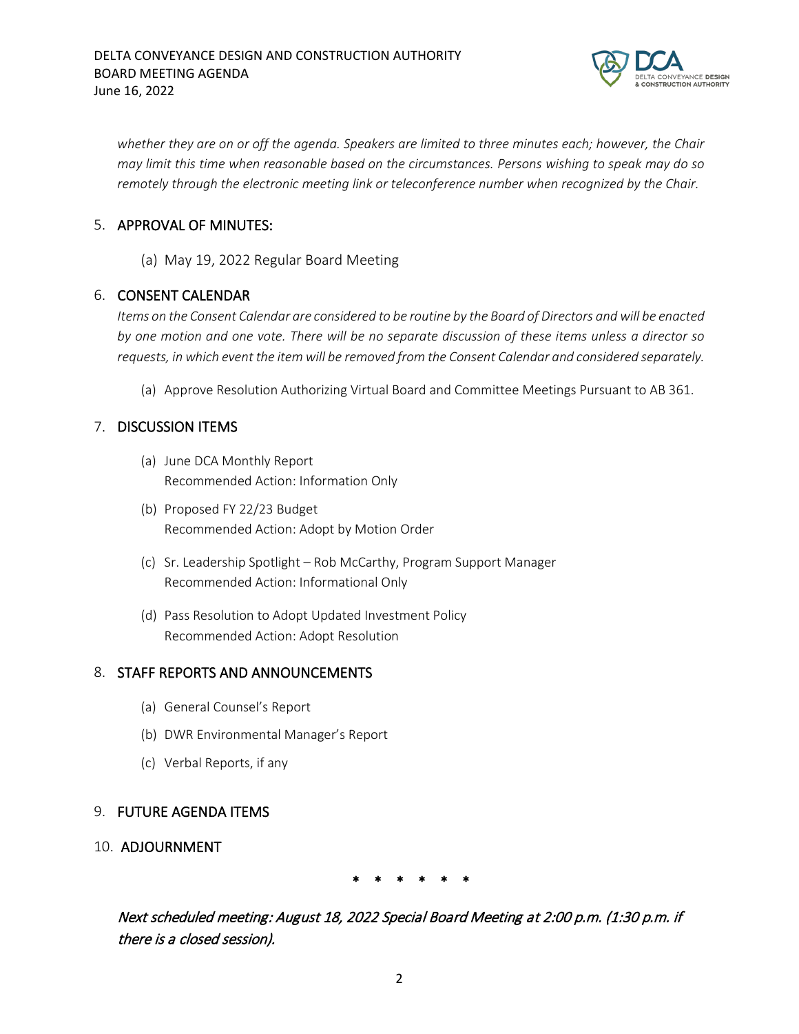*whether they are on or off the agenda. Speakers are limited to three minutes each; however, the Chair may limit this time when reasonable based on the circumstances. Persons wishing to speak may do so remotely through the electronic meeting link or teleconference number when recognized by the Chair.*

5. APPROVAL OF MINUTES:

   (a) May 19, 2022 Regular Board Meeting

6. CONSENT CALENDAR

   *Items on the Consent Calendar are considered to be routine by the Board of Directors and will be enacted by one motion and one vote. There will be no separate discussion of these items unless a director so requests, in which event the item will be removed from the Consent Calendar and considered separately.*

   (a) Approve Resolution Authorizing Virtual Board and Committee Meetings Pursuant to AB 361.

7. DISCUSSION ITEMS

   (a) June DCA Monthly Report
   Recommended Action: Information Only

   (b) Proposed FY 22/23 Budget
   Recommended Action: Adopt by Motion Order

   (c) Sr. Leadership Spotlight – Rob McCarthy, Program Support Manager
   Recommended Action: Informational Only

   (d) Pass Resolution to Adopt Updated Investment Policy
   Recommended Action: Adopt Resolution

8. STAFF REPORTS AND ANNOUNCEMENTS

   (a) General Counsel's Report

   (b) DWR Environmental Manager's Report

   (c) Verbal Reports, if any

9. FUTURE AGENDA ITEMS

10. ADJOURNMENT

\* \* \* \* \* \*

*Next scheduled meeting: August 18, 2022 Special Board Meeting at 2:00 p.m. (1:30 p.m. if there is a closed session).*